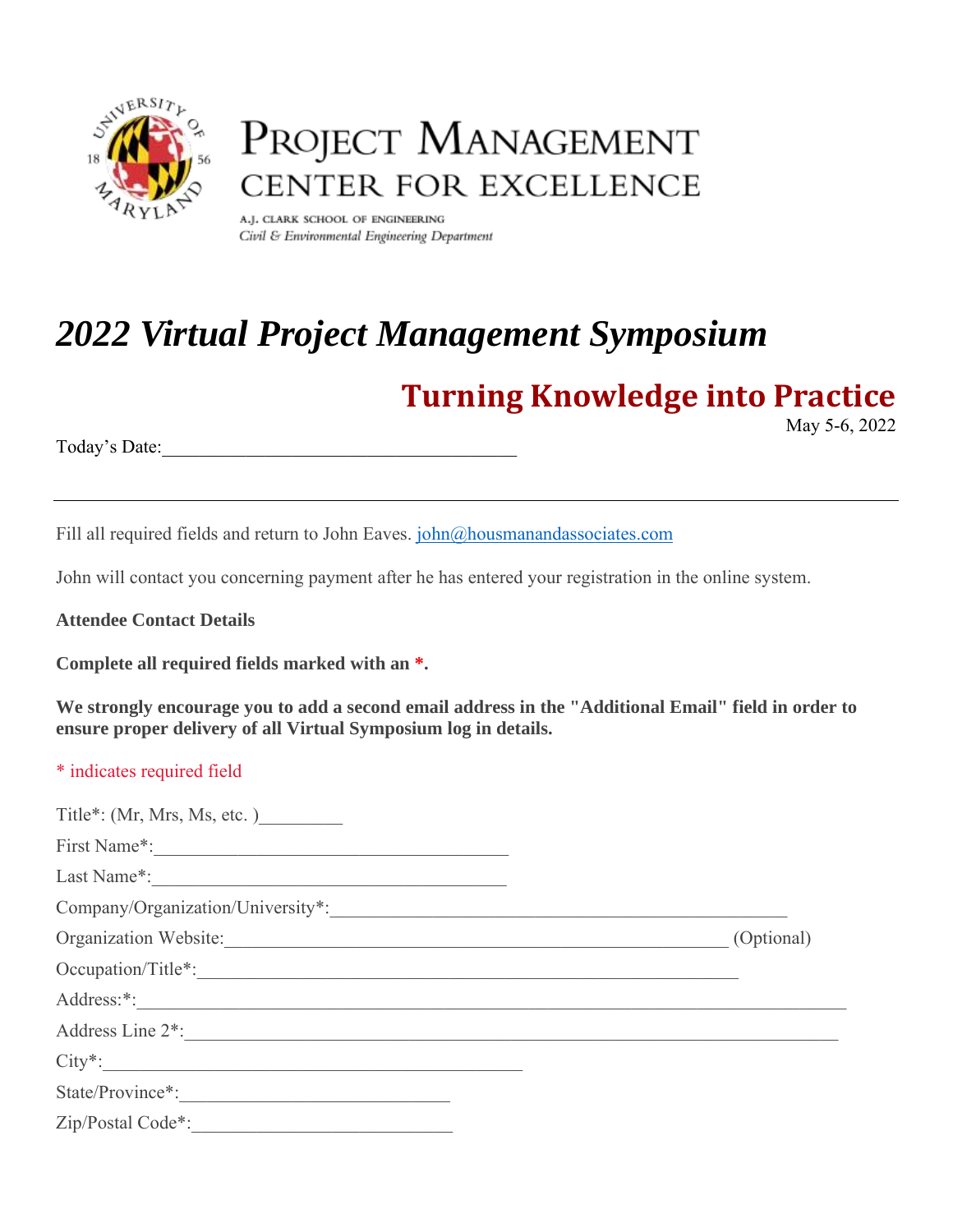PROJECT MANAGEMENT
CENTER FOR EXCELLENCE

A.J. CLARK SCHOOL OF ENGINEERING
*Civil & Environmental Engineering Department*

# *2022 Virtual Project Management Symposium*

## Turning Knowledge into Practice

May 5-6, 2022

Today's Date:_____________________________________

---

Fill all required fields and return to John Eaves. john@housmanandassociates.com

John will contact you concerning payment after he has entered your registration in the online system.

**Attendee Contact Details**

**Complete all required fields marked with an *.**

**We strongly encourage you to add a second email address in the "Additional Email" field in order to ensure proper delivery of all Virtual Symposium log in details.**

* indicates required field

Title*: (Mr, Mrs, Ms, etc. )_________

First Name*:_____________________________________

Last Name*:_____________________________________

Company/Organization/University*:_____________________________________________

Organization Website:_____________________________________________________ (Optional)

Occupation/Title*:_______________________________________________________

Address:*:__________________________________________________________________________

Address Line 2*:_____________________________________________________________________

City*:_____________________________________________

State/Province*:____________________________

Zip/Postal Code*:___________________________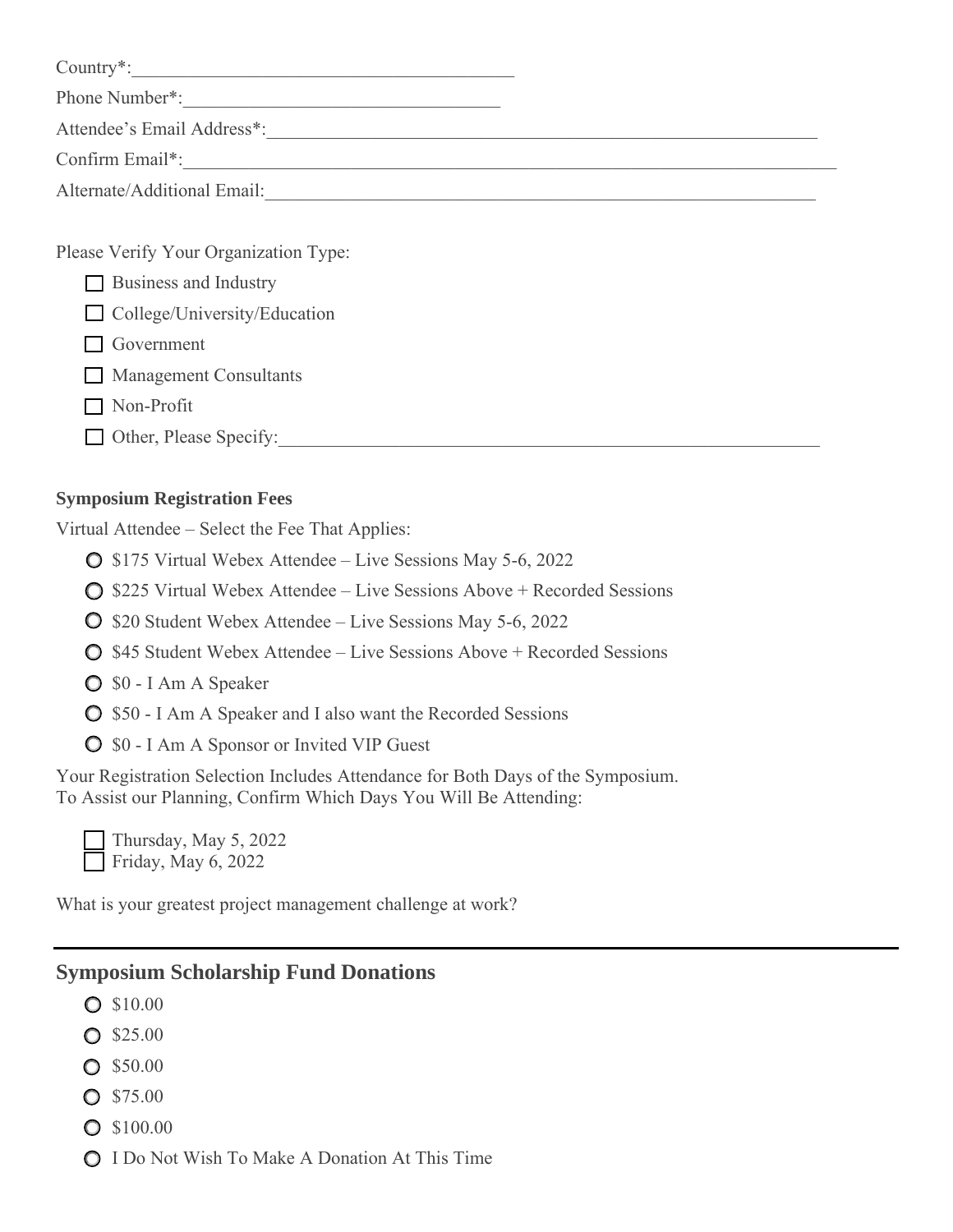Country*:\_\_\_\_\_\_\_\_\_\_\_\_\_\_\_\_\_\_\_\_\_\_\_\_\_\_\_\_\_\_\_\_\_\_\_\_\_\_\_\_

Phone Number*:\_\_\_\_\_\_\_\_\_\_\_\_\_\_\_\_\_\_\_\_\_\_\_\_\_\_\_\_\_\_\_\_\_\_

Attendee's Email Address*:\_\_\_\_\_\_\_\_\_\_\_\_\_\_\_\_\_\_\_\_\_\_\_\_\_\_\_\_\_\_\_\_\_\_\_\_\_\_\_\_\_\_\_\_\_\_\_\_\_\_\_\_\_\_\_\_\_\_

Confirm Email*:\_\_\_\_\_\_\_\_\_\_\_\_\_\_\_\_\_\_\_\_\_\_\_\_\_\_\_\_\_\_\_\_\_\_\_\_\_\_\_\_\_\_\_\_\_\_\_\_\_\_\_\_\_\_\_\_\_\_\_\_\_\_\_\_\_\_\_\_

Alternate/Additional Email:\_\_\_\_\_\_\_\_\_\_\_\_\_\_\_\_\_\_\_\_\_\_\_\_\_\_\_\_\_\_\_\_\_\_\_\_\_\_\_\_\_\_\_\_\_\_\_\_\_\_\_\_\_\_\_\_\_\_

Please Verify Your Organization Type:

- ☐ Business and Industry
- ☐ College/University/Education
- ☐ Government
- ☐ Management Consultants
- ☐ Non-Profit
- ☐ Other, Please Specify:\_\_\_\_\_\_\_\_\_\_\_\_\_\_\_\_\_\_\_\_\_\_\_\_\_\_\_\_\_\_\_\_\_\_\_\_\_\_\_\_\_\_\_\_\_\_\_\_\_\_\_\_\_\_\_\_

**Symposium Registration Fees**

Virtual Attendee – Select the Fee That Applies:

- ○ $175 Virtual Webex Attendee – Live Sessions May 5-6, 2022
- ○ $225 Virtual Webex Attendee – Live Sessions Above + Recorded Sessions
- ○ $20 Student Webex Attendee – Live Sessions May 5-6, 2022
- ○ $45 Student Webex Attendee – Live Sessions Above + Recorded Sessions
- ○ $0 - I Am A Speaker
- ○ $50 - I Am A Speaker and I also want the Recorded Sessions
- ○ $0 - I Am A Sponsor or Invited VIP Guest

Your Registration Selection Includes Attendance for Both Days of the Symposium.
To Assist our Planning, Confirm Which Days You Will Be Attending:

- ☐ Thursday, May 5, 2022
- ☐ Friday, May 6, 2022

What is your greatest project management challenge at work?

---

## Symposium Scholarship Fund Donations

- ○ $10.00
- ○ $25.00
- ○ $50.00
- ○ $75.00
- ○ $100.00
- ○ I Do Not Wish To Make A Donation At This Time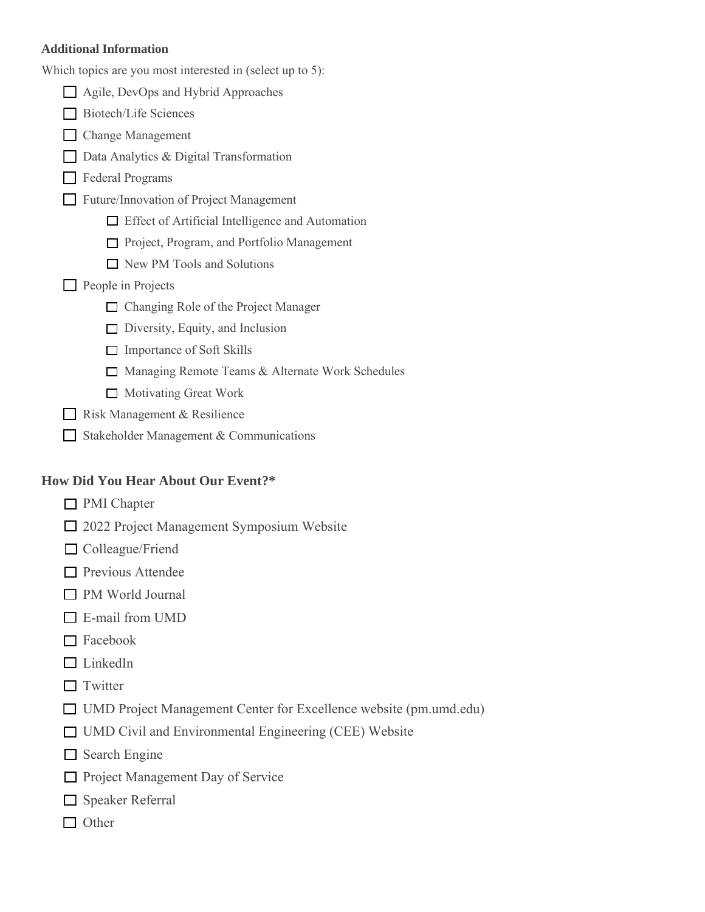**Additional Information**

Which topics are you most interested in (select up to 5):

- ☐ Agile, DevOps and Hybrid Approaches
- ☐ Biotech/Life Sciences
- ☐ Change Management
- ☐ Data Analytics & Digital Transformation
- ☐ Federal Programs
- ☐ Future/Innovation of Project Management
  - ☐ Effect of Artificial Intelligence and Automation
  - ☐ Project, Program, and Portfolio Management
  - ☐ New PM Tools and Solutions
- ☐ People in Projects
  - ☐ Changing Role of the Project Manager
  - ☐ Diversity, Equity, and Inclusion
  - ☐ Importance of Soft Skills
  - ☐ Managing Remote Teams & Alternate Work Schedules
  - ☐ Motivating Great Work
- ☐ Risk Management & Resilience
- ☐ Stakeholder Management & Communications

**How Did You Hear About Our Event?***

- ☐ PMI Chapter
- ☐ 2022 Project Management Symposium Website
- ☐ Colleague/Friend
- ☐ Previous Attendee
- ☐ PM World Journal
- ☐ E-mail from UMD
- ☐ Facebook
- ☐ LinkedIn
- ☐ Twitter
- ☐ UMD Project Management Center for Excellence website (pm.umd.edu)
- ☐ UMD Civil and Environmental Engineering (CEE) Website
- ☐ Search Engine
- ☐ Project Management Day of Service
- ☐ Speaker Referral
- ☐ Other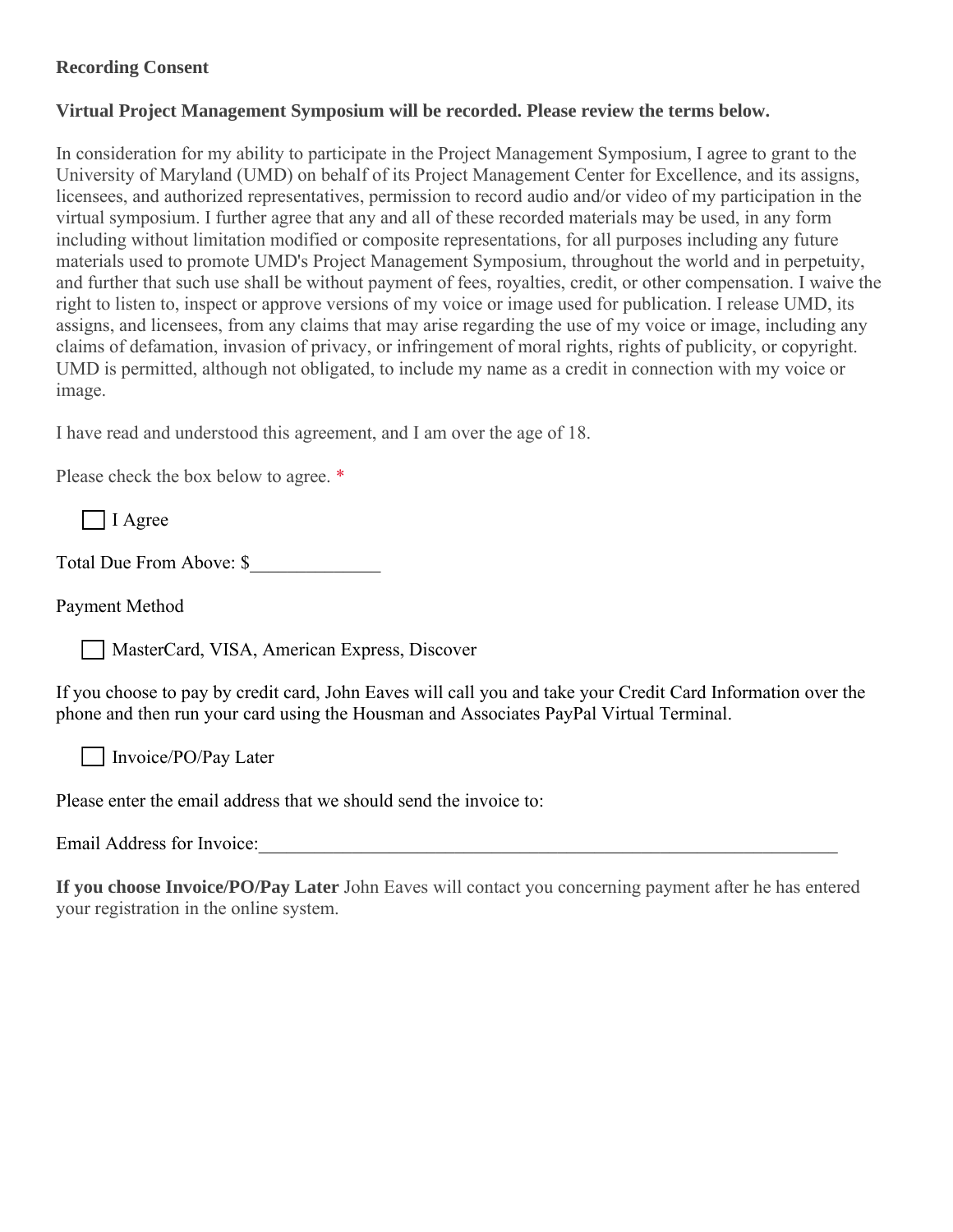**Recording Consent**

**Virtual Project Management Symposium will be recorded. Please review the terms below.**

In consideration for my ability to participate in the Project Management Symposium, I agree to grant to the University of Maryland (UMD) on behalf of its Project Management Center for Excellence, and its assigns, licensees, and authorized representatives, permission to record audio and/or video of my participation in the virtual symposium. I further agree that any and all of these recorded materials may be used, in any form including without limitation modified or composite representations, for all purposes including any future materials used to promote UMD's Project Management Symposium, throughout the world and in perpetuity, and further that such use shall be without payment of fees, royalties, credit, or other compensation. I waive the right to listen to, inspect or approve versions of my voice or image used for publication. I release UMD, its assigns, and licensees, from any claims that may arise regarding the use of my voice or image, including any claims of defamation, invasion of privacy, or infringement of moral rights, rights of publicity, or copyright. UMD is permitted, although not obligated, to include my name as a credit in connection with my voice or image.

I have read and understood this agreement, and I am over the age of 18.

Please check the box below to agree. *

☐ I Agree

Total Due From Above: $______________

Payment Method

☐ MasterCard, VISA, American Express, Discover

If you choose to pay by credit card, John Eaves will call you and take your Credit Card Information over the phone and then run your card using the Housman and Associates PayPal Virtual Terminal.

☐ Invoice/PO/Pay Later

Please enter the email address that we should send the invoice to:

Email Address for Invoice:_________________________________________________________________

**If you choose Invoice/PO/Pay Later** John Eaves will contact you concerning payment after he has entered your registration in the online system.